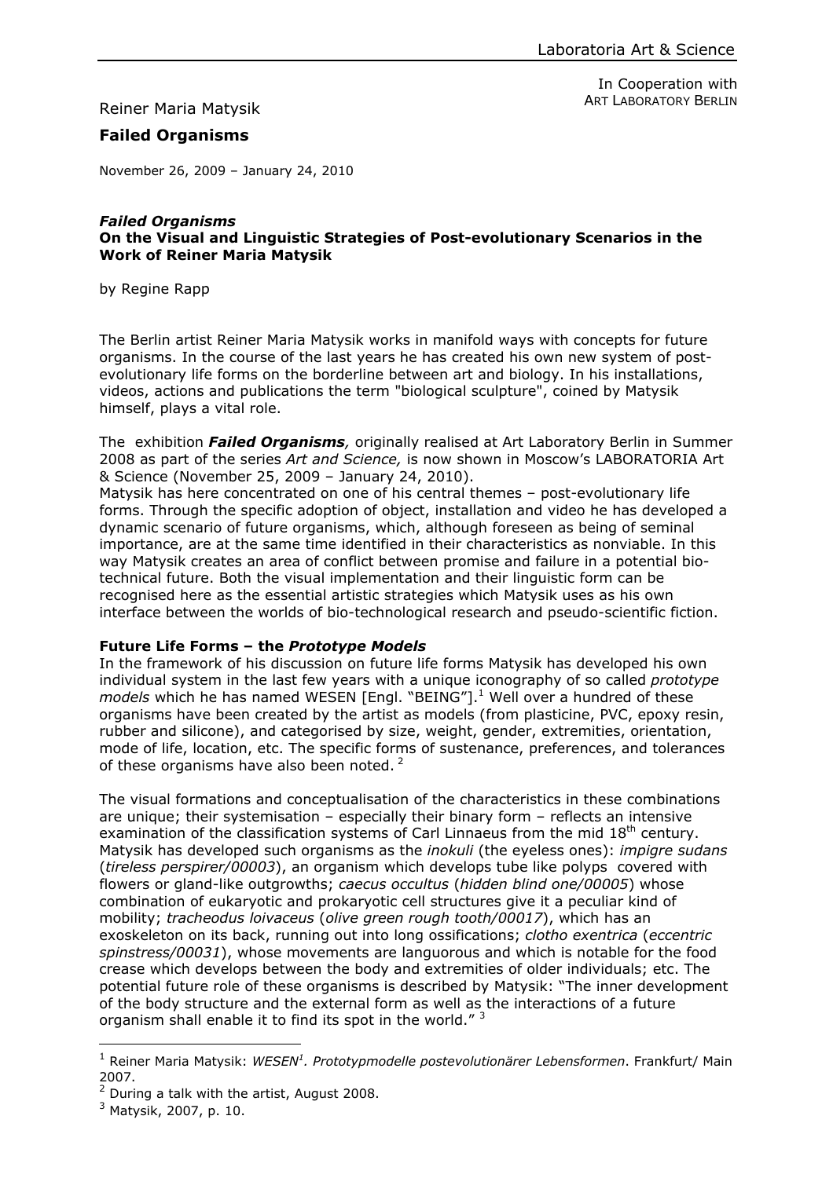Laboratoria Art & Science

In Cooperation with
ART LABORATORY BERLIN

Reiner Maria Matysik

**Failed Organisms**

November 26, 2009 – January 24, 2010

## ***Failed Organisms***
## **On the Visual and Linguistic Strategies of Post-evolutionary Scenarios in the Work of Reiner Maria Matysik**

by Regine Rapp

The Berlin artist Reiner Maria Matysik works in manifold ways with concepts for future organisms. In the course of the last years he has created his own new system of post-evolutionary life forms on the borderline between art and biology. In his installations, videos, actions and publications the term "biological sculpture", coined by Matysik himself, plays a vital role.

The exhibition ***Failed Organisms****,* originally realised at Art Laboratory Berlin in Summer 2008 as part of the series *Art and Science,* is now shown in Moscow's LABORATORIA Art & Science (November 25, 2009 – January 24, 2010).

Matysik has here concentrated on one of his central themes – post-evolutionary life forms. Through the specific adoption of object, installation and video he has developed a dynamic scenario of future organisms, which, although foreseen as being of seminal importance, are at the same time identified in their characteristics as nonviable. In this way Matysik creates an area of conflict between promise and failure in a potential bio-technical future. Both the visual implementation and their linguistic form can be recognised here as the essential artistic strategies which Matysik uses as his own interface between the worlds of bio-technological research and pseudo-scientific fiction.

### **Future Life Forms – the *Prototype Models***

In the framework of his discussion on future life forms Matysik has developed his own individual system in the last few years with a unique iconography of so called *prototype models* which he has named WESEN [Engl. "BEING"].[1] Well over a hundred of these organisms have been created by the artist as models (from plasticine, PVC, epoxy resin, rubber and silicone), and categorised by size, weight, gender, extremities, orientation, mode of life, location, etc. The specific forms of sustenance, preferences, and tolerances of these organisms have also been noted. [2]

The visual formations and conceptualisation of the characteristics in these combinations are unique; their systemisation – especially their binary form – reflects an intensive examination of the classification systems of Carl Linnaeus from the mid 18th century. Matysik has developed such organisms as the *inokuli* (the eyeless ones): *impigre sudans* (*tireless perspirer/00003*), an organism which develops tube like polyps covered with flowers or gland-like outgrowths; *caecus occultus* (*hidden blind one/00005*) whose combination of eukaryotic and prokaryotic cell structures give it a peculiar kind of mobility; *tracheodus loivaceus* (*olive green rough tooth/00017*), which has an exoskeleton on its back, running out into long ossifications; *clotho exentrica* (*eccentric spinstress/00031*), whose movements are languorous and which is notable for the food crease which develops between the body and extremities of older individuals; etc. The potential future role of these organisms is described by Matysik: "The inner development of the body structure and the external form as well as the interactions of a future organism shall enable it to find its spot in the world." [3]

---

[1] Reiner Maria Matysik: *WESEN[1]. Prototypmodelle postevolutionärer Lebensformen*. Frankfurt/ Main 2007.

[2] During a talk with the artist, August 2008.

[3] Matysik, 2007, p. 10.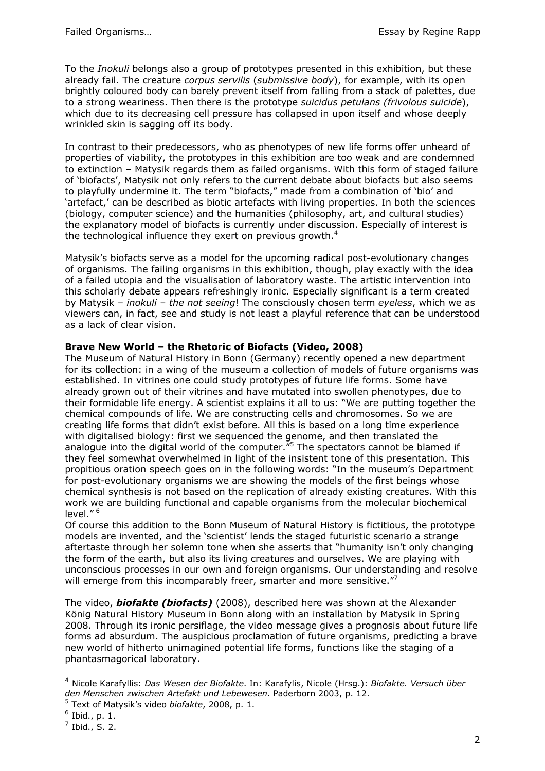To the *Inokuli* belongs also a group of prototypes presented in this exhibition, but these already fail. The creature *corpus servilis* (*submissive body*), for example, with its open brightly coloured body can barely prevent itself from falling from a stack of palettes, due to a strong weariness. Then there is the prototype *suicidus petulans (frivolous suicide*), which due to its decreasing cell pressure has collapsed in upon itself and whose deeply wrinkled skin is sagging off its body.

In contrast to their predecessors, who as phenotypes of new life forms offer unheard of properties of viability, the prototypes in this exhibition are too weak and are condemned to extinction – Matysik regards them as failed organisms. With this form of staged failure of 'biofacts', Matysik not only refers to the current debate about biofacts but also seems to playfully undermine it. The term "biofacts," made from a combination of 'bio' and 'artefact,' can be described as biotic artefacts with living properties. In both the sciences (biology, computer science) and the humanities (philosophy, art, and cultural studies) the explanatory model of biofacts is currently under discussion. Especially of interest is the technological influence they exert on previous growth.[4]

Matysik's biofacts serve as a model for the upcoming radical post-evolutionary changes of organisms. The failing organisms in this exhibition, though, play exactly with the idea of a failed utopia and the visualisation of laboratory waste. The artistic intervention into this scholarly debate appears refreshingly ironic. Especially significant is a term created by Matysik – *inokuli* – *the not seeing*! The consciously chosen term *eyeless*, which we as viewers can, in fact, see and study is not least a playful reference that can be understood as a lack of clear vision.

**Brave New World – the Rhetoric of Biofacts (Video, 2008)**

The Museum of Natural History in Bonn (Germany) recently opened a new department for its collection: in a wing of the museum a collection of models of future organisms was established. In vitrines one could study prototypes of future life forms. Some have already grown out of their vitrines and have mutated into swollen phenotypes, due to their formidable life energy. A scientist explains it all to us: "We are putting together the chemical compounds of life. We are constructing cells and chromosomes. So we are creating life forms that didn't exist before. All this is based on a long time experience with digitalised biology: first we sequenced the genome, and then translated the analogue into the digital world of the computer."[5] The spectators cannot be blamed if they feel somewhat overwhelmed in light of the insistent tone of this presentation. This propitious oration speech goes on in the following words: "In the museum's Department for post-evolutionary organisms we are showing the models of the first beings whose chemical synthesis is not based on the replication of already existing creatures. With this work we are building functional and capable organisms from the molecular biochemical level." [6]

Of course this addition to the Bonn Museum of Natural History is fictitious, the prototype models are invented, and the 'scientist' lends the staged futuristic scenario a strange aftertaste through her solemn tone when she asserts that "humanity isn't only changing the form of the earth, but also its living creatures and ourselves. We are playing with unconscious processes in our own and foreign organisms. Our understanding and resolve will emerge from this incomparably freer, smarter and more sensitive."[7]

The video, ***biofakte (biofacts)*** (2008), described here was shown at the Alexander König Natural History Museum in Bonn along with an installation by Matysik in Spring 2008. Through its ironic persiflage, the video message gives a prognosis about future life forms ad absurdum. The auspicious proclamation of future organisms, predicting a brave new world of hitherto unimagined potential life forms, functions like the staging of a phantasmagorical laboratory.

---

[4] Nicole Karafyllis: *Das Wesen der Biofakte*. In: Karafylis, Nicole (Hrsg.): *Biofakte. Versuch über den Menschen zwischen Artefakt und Lebewesen*. Paderborn 2003, p. 12.

[5] Text of Matysik's video *biofakte*, 2008, p. 1.

[6] Ibid., p. 1.

[7] Ibid., S. 2.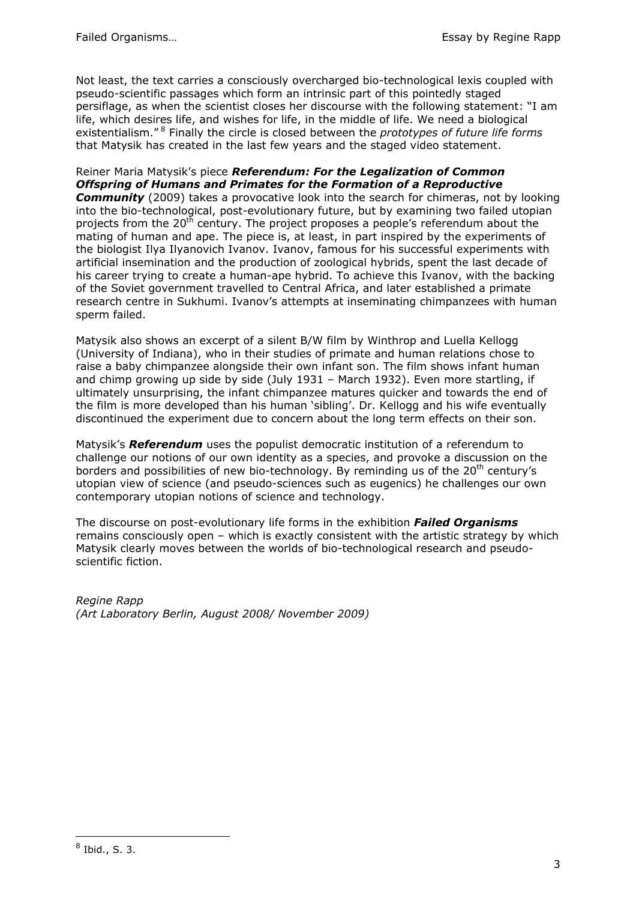Not least, the text carries a consciously overcharged bio-technological lexis coupled with pseudo-scientific passages which form an intrinsic part of this pointedly staged persiflage, as when the scientist closes her discourse with the following statement: "I am life, which desires life, and wishes for life, in the middle of life. We need a biological existentialism." [8] Finally the circle is closed between the *prototypes of future life forms* that Matysik has created in the last few years and the staged video statement.

Reiner Maria Matysik's piece ***Referendum: For the Legalization of Common Offspring of Humans and Primates for the Formation of a Reproductive Community*** (2009) takes a provocative look into the search for chimeras, not by looking into the bio-technological, post-evolutionary future, but by examining two failed utopian projects from the 20th century. The project proposes a people's referendum about the mating of human and ape. The piece is, at least, in part inspired by the experiments of the biologist Ilya Ilyanovich Ivanov. Ivanov, famous for his successful experiments with artificial insemination and the production of zoological hybrids, spent the last decade of his career trying to create a human-ape hybrid. To achieve this Ivanov, with the backing of the Soviet government travelled to Central Africa, and later established a primate research centre in Sukhumi. Ivanov's attempts at inseminating chimpanzees with human sperm failed.

Matysik also shows an excerpt of a silent B/W film by Winthrop and Luella Kellogg (University of Indiana), who in their studies of primate and human relations chose to raise a baby chimpanzee alongside their own infant son. The film shows infant human and chimp growing up side by side (July 1931 – March 1932). Even more startling, if ultimately unsurprising, the infant chimpanzee matures quicker and towards the end of the film is more developed than his human 'sibling'. Dr. Kellogg and his wife eventually discontinued the experiment due to concern about the long term effects on their son.

Matysik's ***Referendum*** uses the populist democratic institution of a referendum to challenge our notions of our own identity as a species, and provoke a discussion on the borders and possibilities of new bio-technology. By reminding us of the 20th century's utopian view of science (and pseudo-sciences such as eugenics) he challenges our own contemporary utopian notions of science and technology.

The discourse on post-evolutionary life forms in the exhibition ***Failed Organisms*** remains consciously open – which is exactly consistent with the artistic strategy by which Matysik clearly moves between the worlds of bio-technological research and pseudo-scientific fiction.

*Regine Rapp*
*(Art Laboratory Berlin, August 2008/ November 2009)*

[8] Ibid., S. 3.